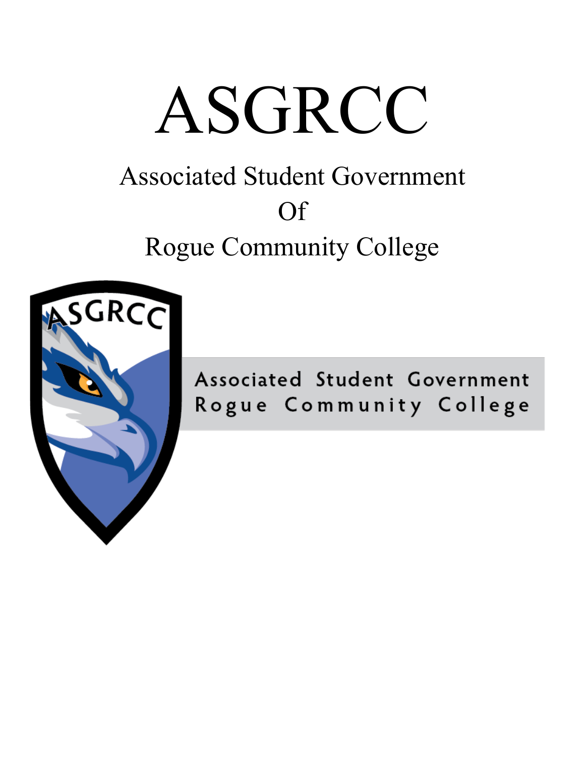# ASGRCC

## Associated Student Government
## Of
## Rogue Community College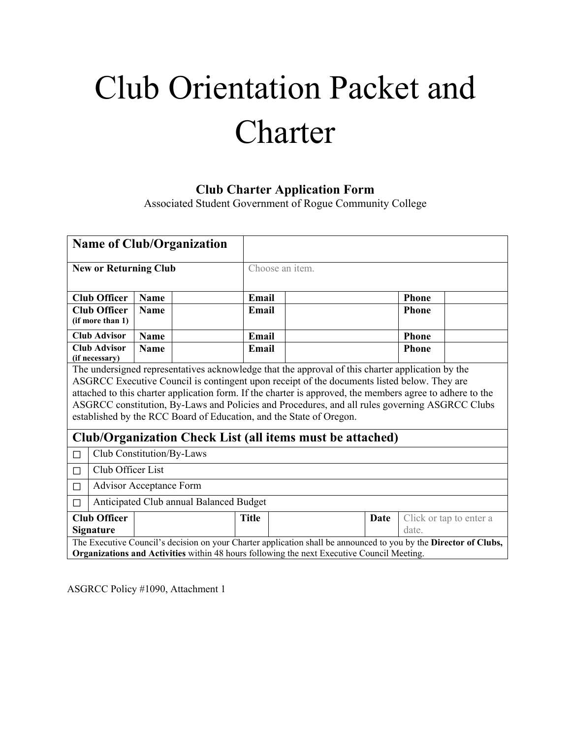# Club Orientation Packet and Charter

## Club Charter Application Form

Associated Student Government of Rogue Community College

| **Name of Club/Organization** | | | | | |
|---|---|---|---|---|---|
| **New or Returning Club** | Choose an item. | | | | |
| **Club Officer** | **Name** | **Email** | | **Phone** | |
| **Club Officer** (if more than 1) | **Name** | **Email** | | **Phone** | |
| **Club Advisor** | **Name** | **Email** | | **Phone** | |
| **Club Advisor** (if necessary) | **Name** | **Email** | | **Phone** | |

The undersigned representatives acknowledge that the approval of this charter application by the ASGRCC Executive Council is contingent upon receipt of the documents listed below. They are attached to this charter application form. If the charter is approved, the members agree to adhere to the ASGRCC constitution, By-Laws and Policies and Procedures, and all rules governing ASGRCC Clubs established by the RCC Board of Education, and the State of Oregon.

### Club/Organization Check List (all items must be attached)

- ☐ Club Constitution/By-Laws
- ☐ Club Officer List
- ☐ Advisor Acceptance Form
- ☐ Anticipated Club annual Balanced Budget

| **Club Officer Signature** | | **Title** | | **Date** | Click or tap to enter a date. |
|---|---|---|---|---|---|

The Executive Council's decision on your Charter application shall be announced to you by the **Director of Clubs, Organizations and Activities** within 48 hours following the next Executive Council Meeting.

ASGRCC Policy #1090, Attachment 1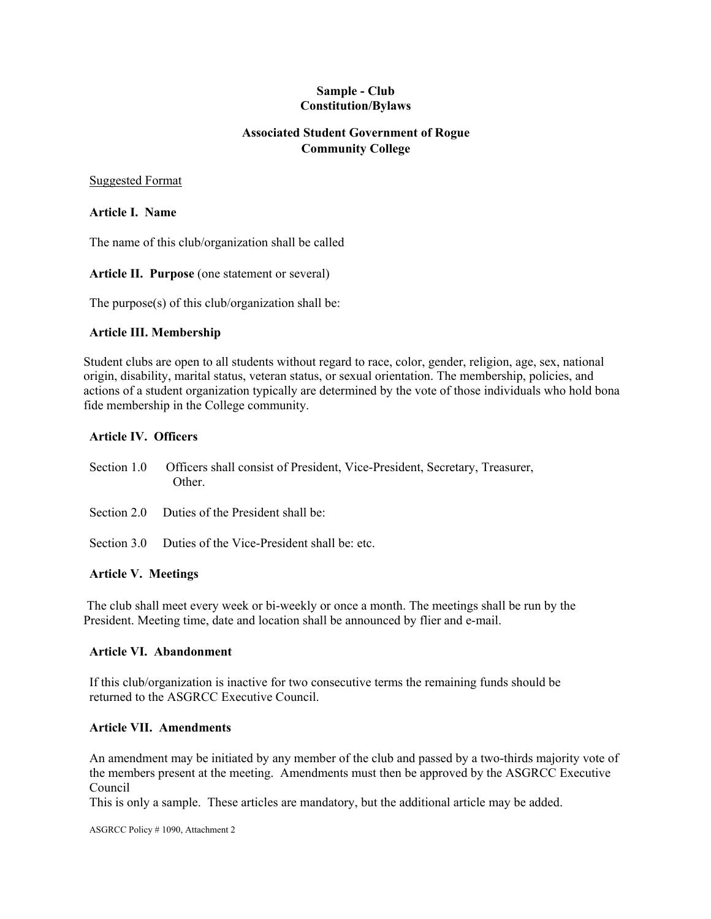**Sample - Club**
**Constitution/Bylaws**

**Associated Student Government of Rogue Community College**

Suggested Format

**Article I. Name**

The name of this club/organization shall be called

**Article II. Purpose** (one statement or several)

The purpose(s) of this club/organization shall be:

**Article III. Membership**

Student clubs are open to all students without regard to race, color, gender, religion, age, sex, national origin, disability, marital status, veteran status, or sexual orientation. The membership, policies, and actions of a student organization typically are determined by the vote of those individuals who hold bona fide membership in the College community.

**Article IV. Officers**

Section 1.0 Officers shall consist of President, Vice-President, Secretary, Treasurer, Other.

Section 2.0 Duties of the President shall be:

Section 3.0 Duties of the Vice-President shall be: etc.

**Article V. Meetings**

The club shall meet every week or bi-weekly or once a month. The meetings shall be run by the President. Meeting time, date and location shall be announced by flier and e-mail.

**Article VI. Abandonment**

If this club/organization is inactive for two consecutive terms the remaining funds should be returned to the ASGRCC Executive Council.

**Article VII. Amendments**

An amendment may be initiated by any member of the club and passed by a two-thirds majority vote of the members present at the meeting. Amendments must then be approved by the ASGRCC Executive Council

This is only a sample. These articles are mandatory, but the additional article may be added.

ASGRCC Policy # 1090, Attachment 2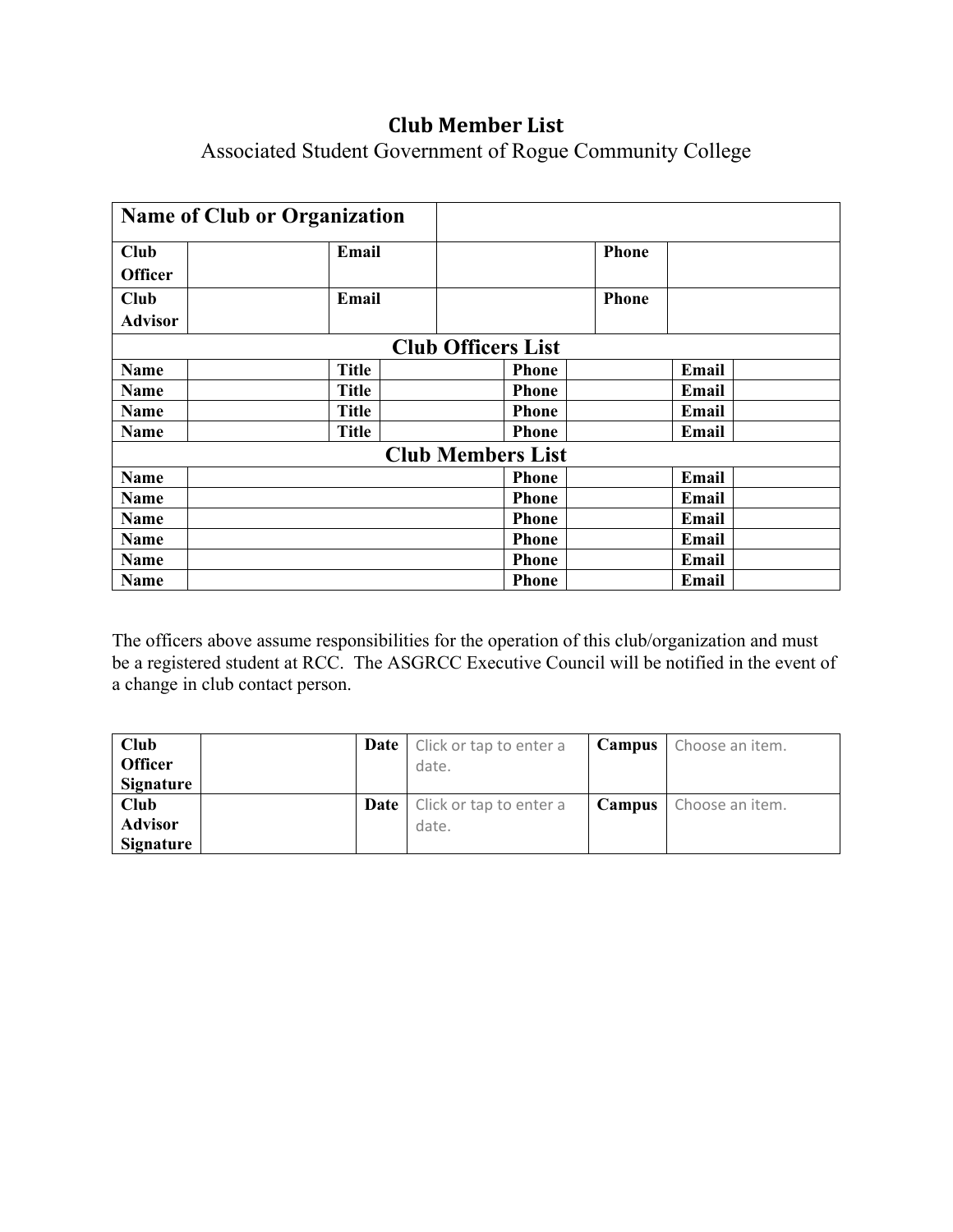# Club Member List

Associated Student Government of Rogue Community College

| Name of Club or Organization | | | | | |
|---|---|---|---|---|---|
| Club Officer | | Email | | Phone | |
| Club Advisor | | Email | | Phone | |

| Club Officers List | | | | | | | |
|---|---|---|---|---|---|---|---|
| Name | | Title | | Phone | | Email | |
| Name | | Title | | Phone | | Email | |
| Name | | Title | | Phone | | Email | |
| Name | | Title | | Phone | | Email | |

| Club Members List | | | | | |
|---|---|---|---|---|---|
| Name | | Phone | | Email | |
| Name | | Phone | | Email | |
| Name | | Phone | | Email | |
| Name | | Phone | | Email | |
| Name | | Phone | | Email | |
| Name | | Phone | | Email | |

The officers above assume responsibilities for the operation of this club/organization and must be a registered student at RCC. The ASGRCC Executive Council will be notified in the event of a change in club contact person.

| Club Officer Signature | | Date | Click or tap to enter a date. | Campus | Choose an item. |
|---|---|---|---|---|---|
| Club Advisor Signature | | Date | Click or tap to enter a date. | Campus | Choose an item. |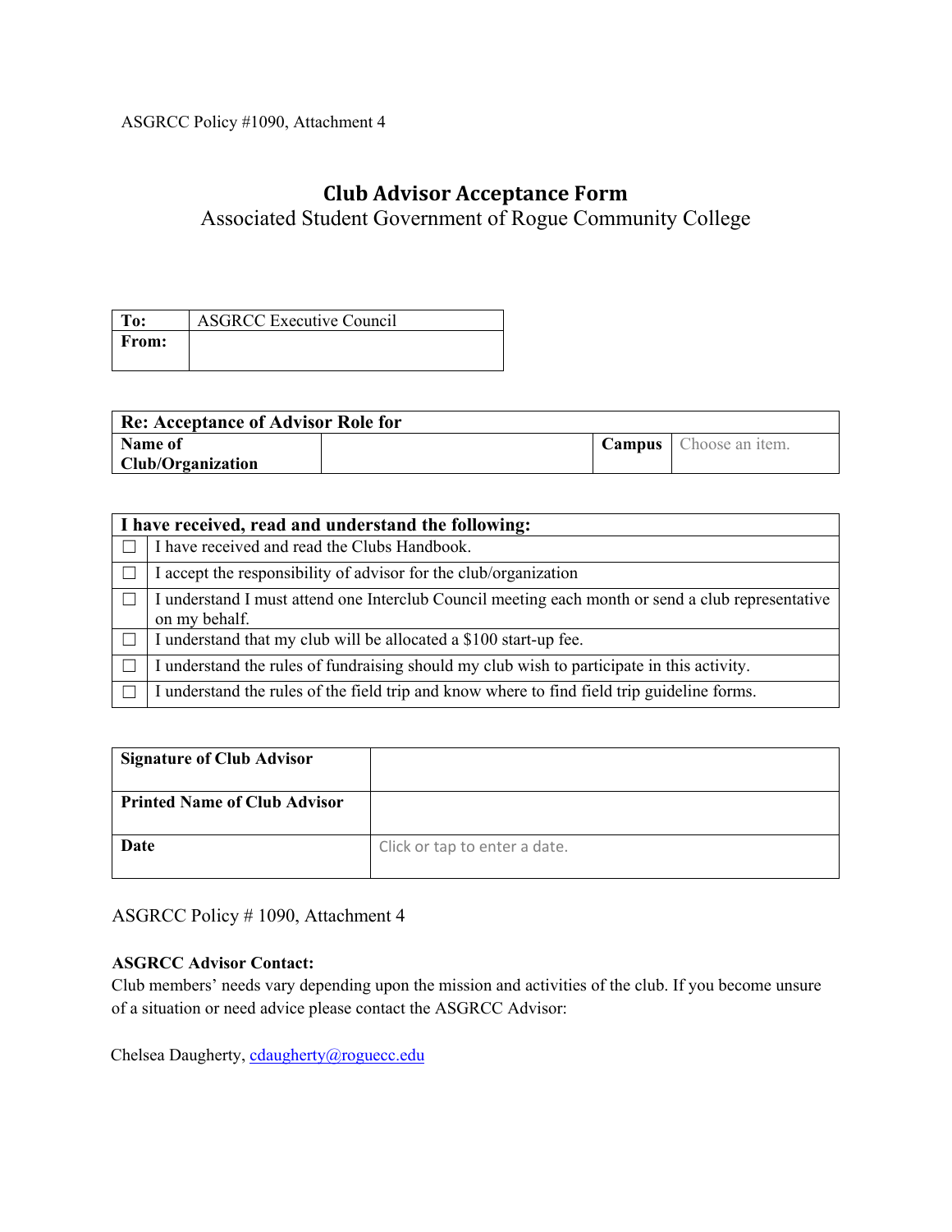ASGRCC Policy #1090, Attachment 4

# Club Advisor Acceptance Form

Associated Student Government of Rogue Community College

| **To:** | ASGRCC Executive Council |
|---|---|
| **From:** | |

| **Re: Acceptance of Advisor Role for** | | | |
|---|---|---|---|
| **Name of Club/Organization** | | **Campus** | Choose an item. |

| **I have received, read and understand the following:** | |
|---|---|
| ☐ | I have received and read the Clubs Handbook. |
| ☐ | I accept the responsibility of advisor for the club/organization |
| ☐ | I understand I must attend one Interclub Council meeting each month or send a club representative on my behalf. |
| ☐ | I understand that my club will be allocated a $100 start-up fee. |
| ☐ | I understand the rules of fundraising should my club wish to participate in this activity. |
| ☐ | I understand the rules of the field trip and know where to find field trip guideline forms. |

| **Signature of Club Advisor** | |
|---|---|
| **Printed Name of Club Advisor** | |
| **Date** | Click or tap to enter a date. |

ASGRCC Policy # 1090, Attachment 4

**ASGRCC Advisor Contact:**
Club members' needs vary depending upon the mission and activities of the club. If you become unsure of a situation or need advice please contact the ASGRCC Advisor:

Chelsea Daugherty, cdaugherty@roguecc.edu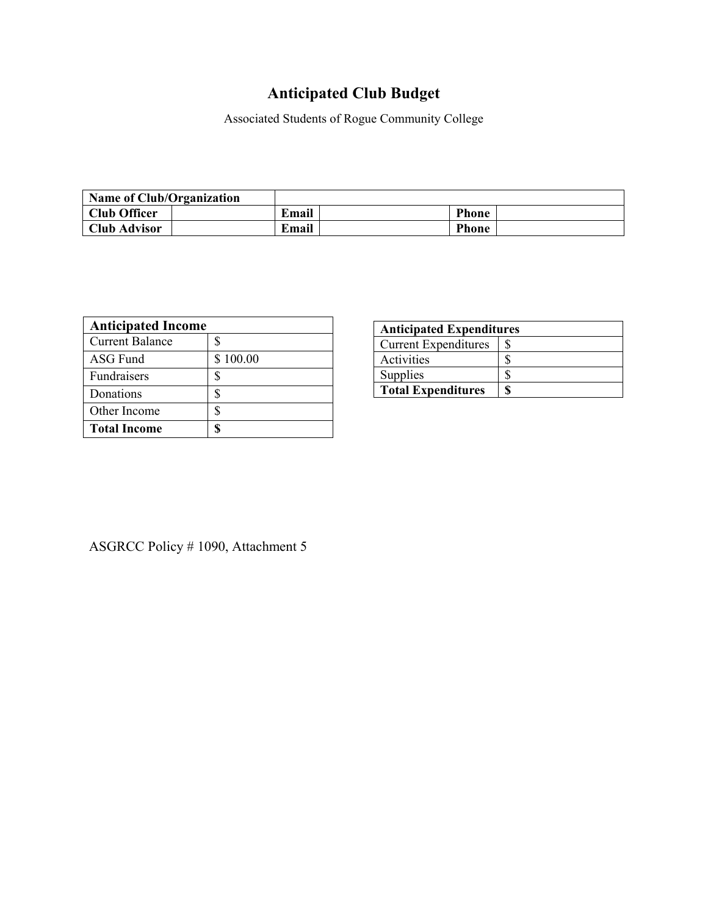# Anticipated Club Budget

Associated Students of Rogue Community College

| | | | | | |
|---|---|---|---|---|---|
| **Name of Club/Organization** | | | | | |
| **Club Officer** | | **Email** | | **Phone** | |
| **Club Advisor** | | **Email** | | **Phone** | |

| **Anticipated Income** | |
|---|---|
| Current Balance | $ |
| ASG Fund | $ 100.00 |
| Fundraisers | $ |
| Donations | $ |
| Other Income | $ |
| **Total Income** | **$** |

| **Anticipated Expenditures** | |
|---|---|
| Current Expenditures | $ |
| Activities | $ |
| Supplies | $ |
| **Total Expenditures** | **$** |

ASGRCC Policy # 1090, Attachment 5